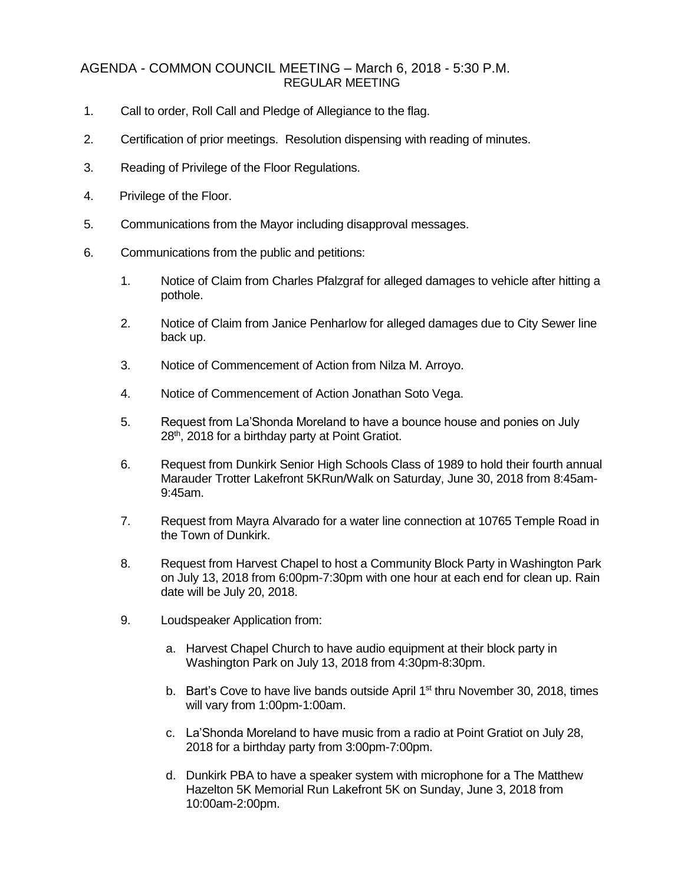# AGENDA - COMMON COUNCIL MEETING – March 6, 2018 - 5:30 P.M.
## REGULAR MEETING

1. Call to order, Roll Call and Pledge of Allegiance to the flag.

2. Certification of prior meetings. Resolution dispensing with reading of minutes.

3. Reading of Privilege of the Floor Regulations.

4. Privilege of the Floor.

5. Communications from the Mayor including disapproval messages.

6. Communications from the public and petitions:

    1. Notice of Claim from Charles Pfalzgraf for alleged damages to vehicle after hitting a pothole.

    2. Notice of Claim from Janice Penharlow for alleged damages due to City Sewer line back up.

    3. Notice of Commencement of Action from Nilza M. Arroyo.

    4. Notice of Commencement of Action Jonathan Soto Vega.

    5. Request from La'Shonda Moreland to have a bounce house and ponies on July 28th, 2018 for a birthday party at Point Gratiot.

    6. Request from Dunkirk Senior High Schools Class of 1989 to hold their fourth annual Marauder Trotter Lakefront 5KRun/Walk on Saturday, June 30, 2018 from 8:45am-9:45am.

    7. Request from Mayra Alvarado for a water line connection at 10765 Temple Road in the Town of Dunkirk.

    8. Request from Harvest Chapel to host a Community Block Party in Washington Park on July 13, 2018 from 6:00pm-7:30pm with one hour at each end for clean up. Rain date will be July 20, 2018.

    9. Loudspeaker Application from:

        a. Harvest Chapel Church to have audio equipment at their block party in Washington Park on July 13, 2018 from 4:30pm-8:30pm.

        b. Bart's Cove to have live bands outside April 1st thru November 30, 2018, times will vary from 1:00pm-1:00am.

        c. La'Shonda Moreland to have music from a radio at Point Gratiot on July 28, 2018 for a birthday party from 3:00pm-7:00pm.

        d. Dunkirk PBA to have a speaker system with microphone for a The Matthew Hazelton 5K Memorial Run Lakefront 5K on Sunday, June 3, 2018 from 10:00am-2:00pm.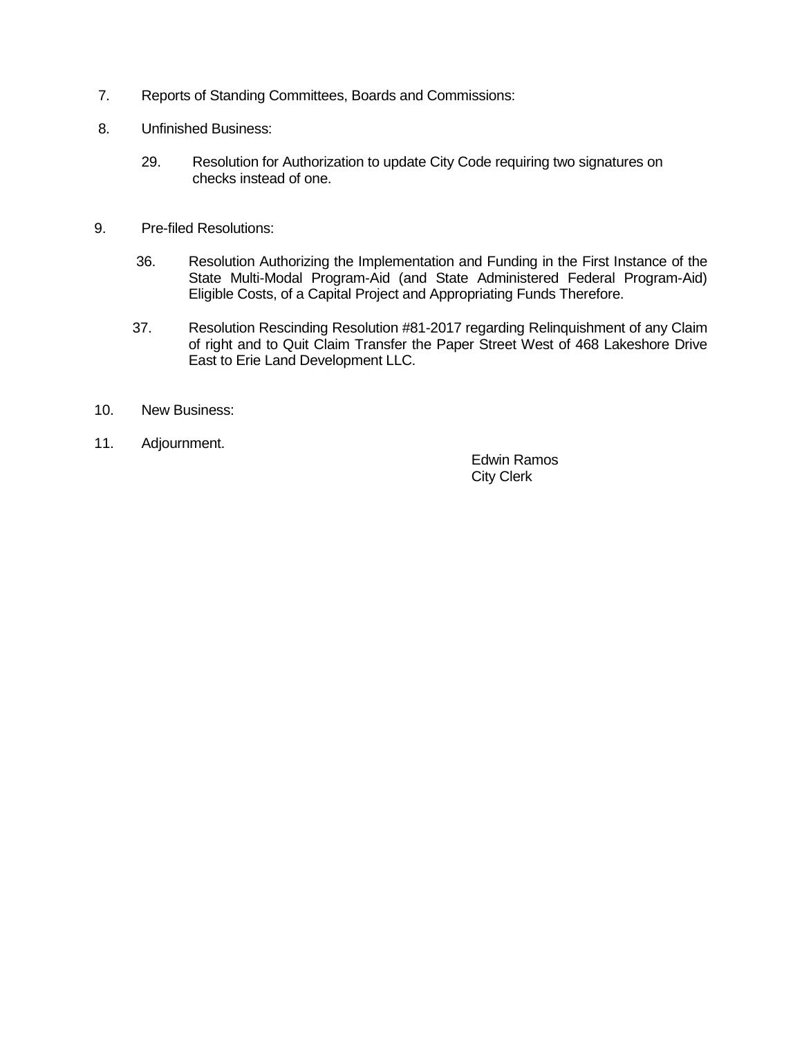7. Reports of Standing Committees, Boards and Commissions:

8. Unfinished Business:

   29. Resolution for Authorization to update City Code requiring two signatures on checks instead of one.

9. Pre-filed Resolutions:

   36. Resolution Authorizing the Implementation and Funding in the First Instance of the State Multi-Modal Program-Aid (and State Administered Federal Program-Aid) Eligible Costs, of a Capital Project and Appropriating Funds Therefore.

   37. Resolution Rescinding Resolution #81-2017 regarding Relinquishment of any Claim of right and to Quit Claim Transfer the Paper Street West of 468 Lakeshore Drive East to Erie Land Development LLC.

10. New Business:

11. Adjournment.

Edwin Ramos
City Clerk